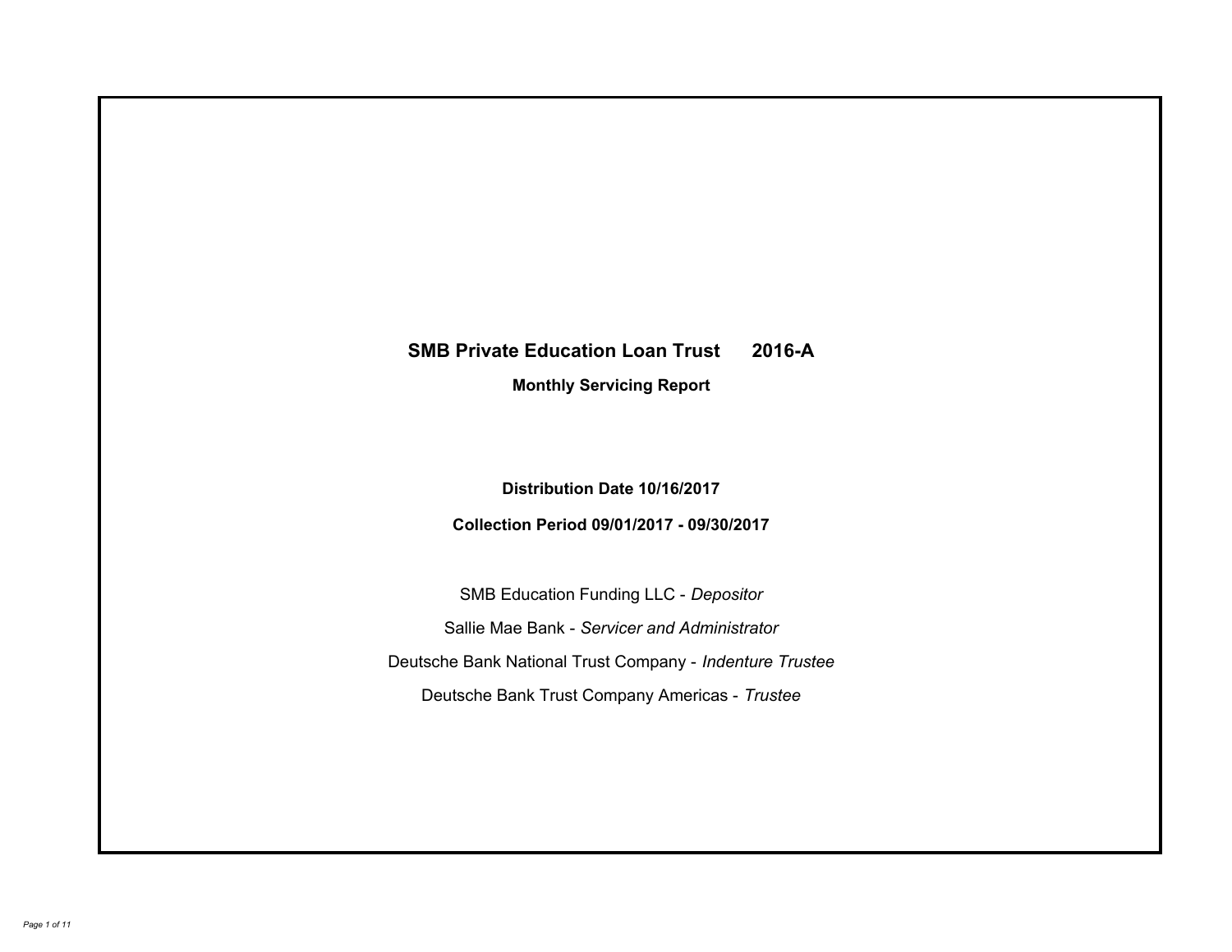# SMB Private Education Loan Trust 2016-A

## Monthly Servicing Report

**Distribution Date 10/16/2017**

**Collection Period 09/01/2017 - 09/30/2017**

SMB Education Funding LLC - *Depositor*

Sallie Mae Bank - *Servicer and Administrator*

Deutsche Bank National Trust Company - *Indenture Trustee*

Deutsche Bank Trust Company Americas - *Trustee*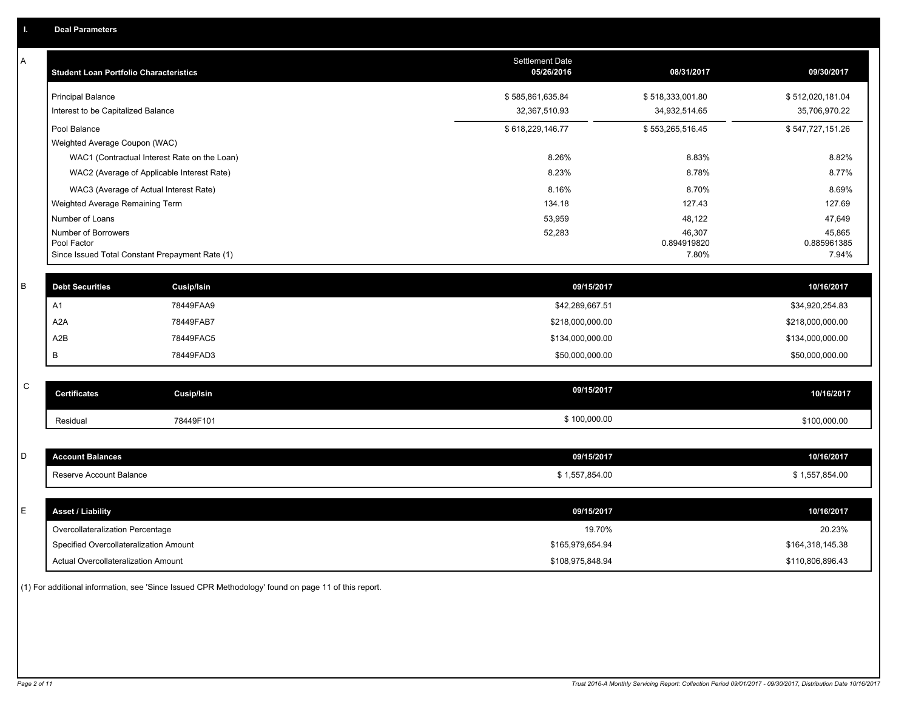## I. Deal Parameters

### A

| Student Loan Portfolio Characteristics | Settlement Date 05/26/2016 | 08/31/2017 | 09/30/2017 |
|---|---|---|---|
| Principal Balance | $ 585,861,635.84 | $ 518,333,001.80 | $ 512,020,181.04 |
| Interest to be Capitalized Balance | 32,367,510.93 | 34,932,514.65 | 35,706,970.22 |
| Pool Balance | $ 618,229,146.77 | $ 553,265,516.45 | $ 547,727,151.26 |
| Weighted Average Coupon (WAC) | | | |
| WAC1 (Contractual Interest Rate on the Loan) | 8.26% | 8.83% | 8.82% |
| WAC2 (Average of Applicable Interest Rate) | 8.23% | 8.78% | 8.77% |
| WAC3 (Average of Actual Interest Rate) | 8.16% | 8.70% | 8.69% |
| Weighted Average Remaining Term | 134.18 | 127.43 | 127.69 |
| Number of Loans | 53,959 | 48,122 | 47,649 |
| Number of Borrowers | 52,283 | 46,307 | 45,865 |
| Pool Factor | | 0.894919820 | 0.885961385 |
| Since Issued Total Constant Prepayment Rate (1) | | 7.80% | 7.94% |

### B

| Debt Securities | Cusip/Isin | 09/15/2017 | 10/16/2017 |
|---|---|---|---|
| A1 | 78449FAA9 | $42,289,667.51 | $34,920,254.83 |
| A2A | 78449FAB7 | $218,000,000.00 | $218,000,000.00 |
| A2B | 78449FAC5 | $134,000,000.00 | $134,000,000.00 |
| B | 78449FAD3 | $50,000,000.00 | $50,000,000.00 |

### C

| Certificates | Cusip/Isin | 09/15/2017 | 10/16/2017 |
|---|---|---|---|
| Residual | 78449F101 | $ 100,000.00 | $100,000.00 |

### D

| Account Balances | 09/15/2017 | 10/16/2017 |
|---|---|---|
| Reserve Account Balance | $ 1,557,854.00 | $ 1,557,854.00 |

### E

| Asset / Liability | 09/15/2017 | 10/16/2017 |
|---|---|---|
| Overcollateralization Percentage | 19.70% | 20.23% |
| Specified Overcollateralization Amount | $165,979,654.94 | $164,318,145.38 |
| Actual Overcollateralization Amount | $108,975,848.94 | $110,806,896.43 |

(1) For additional information, see 'Since Issued CPR Methodology' found on page 11 of this report.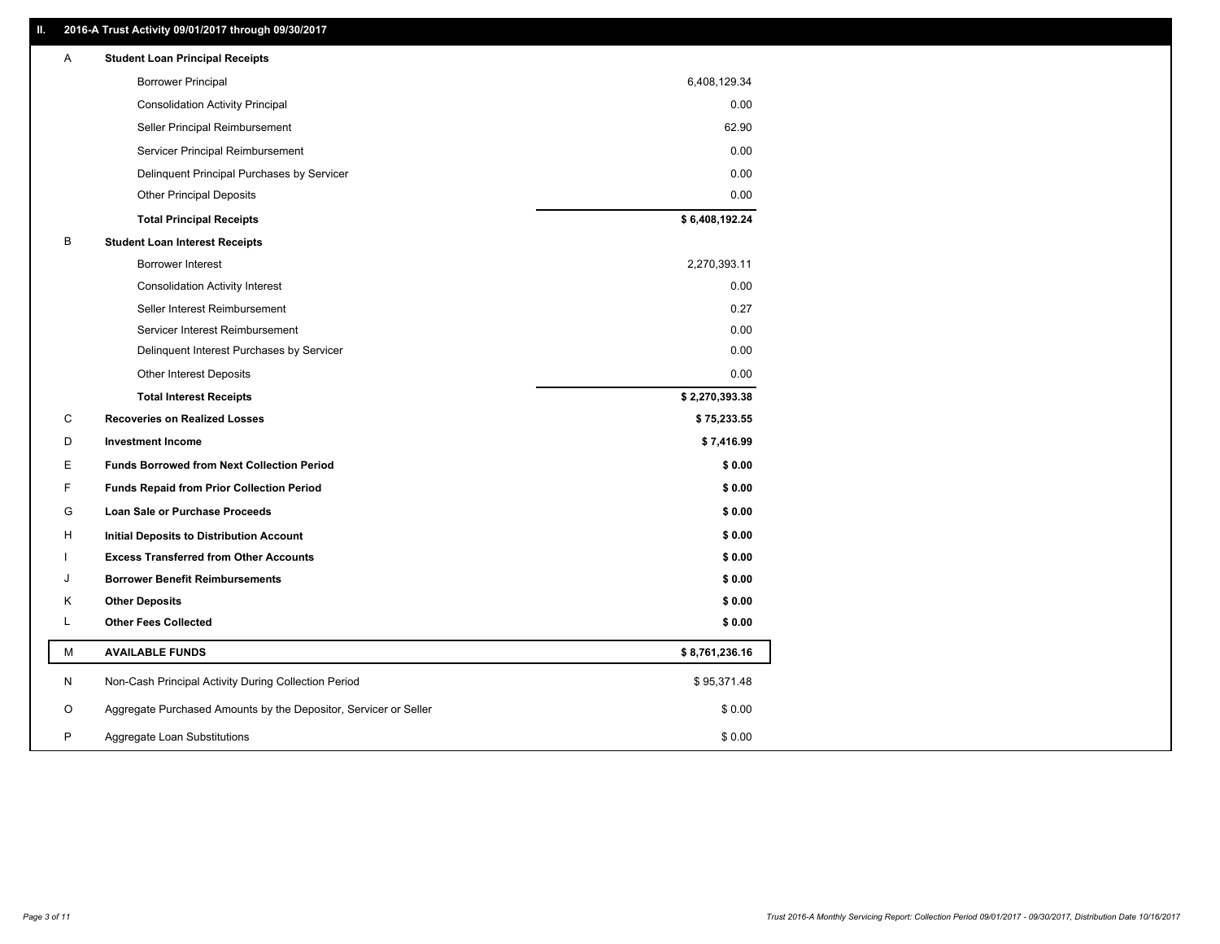## II. 2016-A Trust Activity 09/01/2017 through 09/30/2017

| | | |
|---|---|---|
| **A** | **Student Loan Principal Receipts** | |
| | Borrower Principal | 6,408,129.34 |
| | Consolidation Activity Principal | 0.00 |
| | Seller Principal Reimbursement | 62.90 |
| | Servicer Principal Reimbursement | 0.00 |
| | Delinquent Principal Purchases by Servicer | 0.00 |
| | Other Principal Deposits | 0.00 |
| | **Total Principal Receipts** | **$ 6,408,192.24** |
| **B** | **Student Loan Interest Receipts** | |
| | Borrower Interest | 2,270,393.11 |
| | Consolidation Activity Interest | 0.00 |
| | Seller Interest Reimbursement | 0.27 |
| | Servicer Interest Reimbursement | 0.00 |
| | Delinquent Interest Purchases by Servicer | 0.00 |
| | Other Interest Deposits | 0.00 |
| | **Total Interest Receipts** | **$ 2,270,393.38** |
| **C** | **Recoveries on Realized Losses** | **$ 75,233.55** |
| **D** | **Investment Income** | **$ 7,416.99** |
| **E** | **Funds Borrowed from Next Collection Period** | **$ 0.00** |
| **F** | **Funds Repaid from Prior Collection Period** | **$ 0.00** |
| **G** | **Loan Sale or Purchase Proceeds** | **$ 0.00** |
| **H** | **Initial Deposits to Distribution Account** | **$ 0.00** |
| **I** | **Excess Transferred from Other Accounts** | **$ 0.00** |
| **J** | **Borrower Benefit Reimbursements** | **$ 0.00** |
| **K** | **Other Deposits** | **$ 0.00** |
| **L** | **Other Fees Collected** | **$ 0.00** |
| **M** | **AVAILABLE FUNDS** | **$ 8,761,236.16** |
| N | Non-Cash Principal Activity During Collection Period | $ 95,371.48 |
| O | Aggregate Purchased Amounts by the Depositor, Servicer or Seller | $ 0.00 |
| P | Aggregate Loan Substitutions | $ 0.00 |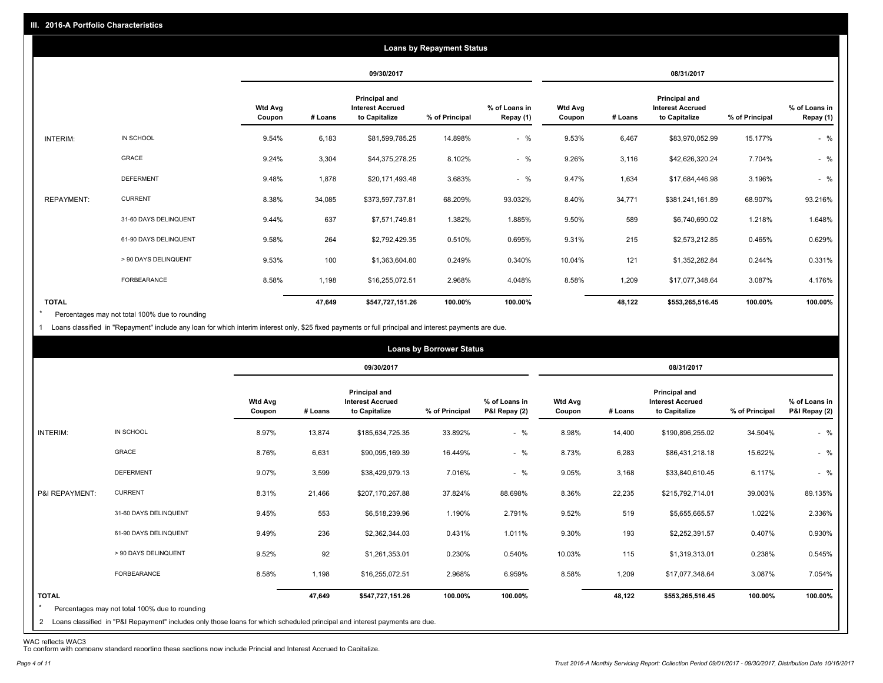## III. 2016-A Portfolio Characteristics

### Loans by Repayment Status

| | | 09/30/2017 | | | | | 08/31/2017 | | | | |
|---|---|---|---|---|---|---|---|---|---|---|---|
| | | Wtd Avg Coupon | # Loans | Principal and Interest Accrued to Capitalize | % of Principal | % of Loans in Repay (1) | Wtd Avg Coupon | # Loans | Principal and Interest Accrued to Capitalize | % of Principal | % of Loans in Repay (1) |
| INTERIM: | IN SCHOOL | 9.54% | 6,183 | $81,599,785.25 | 14.898% | - % | 9.53% | 6,467 | $83,970,052.99 | 15.177% | - % |
| | GRACE | 9.24% | 3,304 | $44,375,278.25 | 8.102% | - % | 9.26% | 3,116 | $42,626,320.24 | 7.704% | - % |
| | DEFERMENT | 9.48% | 1,878 | $20,171,493.48 | 3.683% | - % | 9.47% | 1,634 | $17,684,446.98 | 3.196% | - % |
| REPAYMENT: | CURRENT | 8.38% | 34,085 | $373,597,737.81 | 68.209% | 93.032% | 8.40% | 34,771 | $381,241,161.89 | 68.907% | 93.216% |
| | 31-60 DAYS DELINQUENT | 9.44% | 637 | $7,571,749.81 | 1.382% | 1.885% | 9.50% | 589 | $6,740,690.02 | 1.218% | 1.648% |
| | 61-90 DAYS DELINQUENT | 9.58% | 264 | $2,792,429.35 | 0.510% | 0.695% | 9.31% | 215 | $2,573,212.85 | 0.465% | 0.629% |
| | > 90 DAYS DELINQUENT | 9.53% | 100 | $1,363,604.80 | 0.249% | 0.340% | 10.04% | 121 | $1,352,282.84 | 0.244% | 0.331% |
| | FORBEARANCE | 8.58% | 1,198 | $16,255,072.51 | 2.968% | 4.048% | 8.58% | 1,209 | $17,077,348.64 | 3.087% | 4.176% |
| TOTAL | | | 47,649 | $547,727,151.26 | 100.00% | 100.00% | | 48,122 | $553,265,516.45 | 100.00% | 100.00% |

* Percentages may not total 100% due to rounding

1 Loans classified in "Repayment" include any loan for which interim interest only, $25 fixed payments or full principal and interest payments are due.

### Loans by Borrower Status

| | | 09/30/2017 | | | | | 08/31/2017 | | | | |
|---|---|---|---|---|---|---|---|---|---|---|---|
| | | Wtd Avg Coupon | # Loans | Principal and Interest Accrued to Capitalize | % of Principal | % of Loans in P&I Repay (2) | Wtd Avg Coupon | # Loans | Principal and Interest Accrued to Capitalize | % of Principal | % of Loans in P&I Repay (2) |
| INTERIM: | IN SCHOOL | 8.97% | 13,874 | $185,634,725.35 | 33.892% | - % | 8.98% | 14,400 | $190,896,255.02 | 34.504% | - % |
| | GRACE | 8.76% | 6,631 | $90,095,169.39 | 16.449% | - % | 8.73% | 6,283 | $86,431,218.18 | 15.622% | - % |
| | DEFERMENT | 9.07% | 3,599 | $38,429,979.13 | 7.016% | - % | 9.05% | 3,168 | $33,840,610.45 | 6.117% | - % |
| P&I REPAYMENT: | CURRENT | 8.31% | 21,466 | $207,170,267.88 | 37.824% | 88.698% | 8.36% | 22,235 | $215,792,714.01 | 39.003% | 89.135% |
| | 31-60 DAYS DELINQUENT | 9.45% | 553 | $6,518,239.96 | 1.190% | 2.791% | 9.52% | 519 | $5,655,665.57 | 1.022% | 2.336% |
| | 61-90 DAYS DELINQUENT | 9.49% | 236 | $2,362,344.03 | 0.431% | 1.011% | 9.30% | 193 | $2,252,391.57 | 0.407% | 0.930% |
| | > 90 DAYS DELINQUENT | 9.52% | 92 | $1,261,353.01 | 0.230% | 0.540% | 10.03% | 115 | $1,319,313.01 | 0.238% | 0.545% |
| | FORBEARANCE | 8.58% | 1,198 | $16,255,072.51 | 2.968% | 6.959% | 8.58% | 1,209 | $17,077,348.64 | 3.087% | 7.054% |
| TOTAL | | | 47,649 | $547,727,151.26 | 100.00% | 100.00% | | 48,122 | $553,265,516.45 | 100.00% | 100.00% |

* Percentages may not total 100% due to rounding

2 Loans classified in "P&I Repayment" includes only those loans for which scheduled principal and interest payments are due.

WAC reflects WAC3

To conform with company standard reporting these sections now include Princial and Interest Accrued to Capitalize.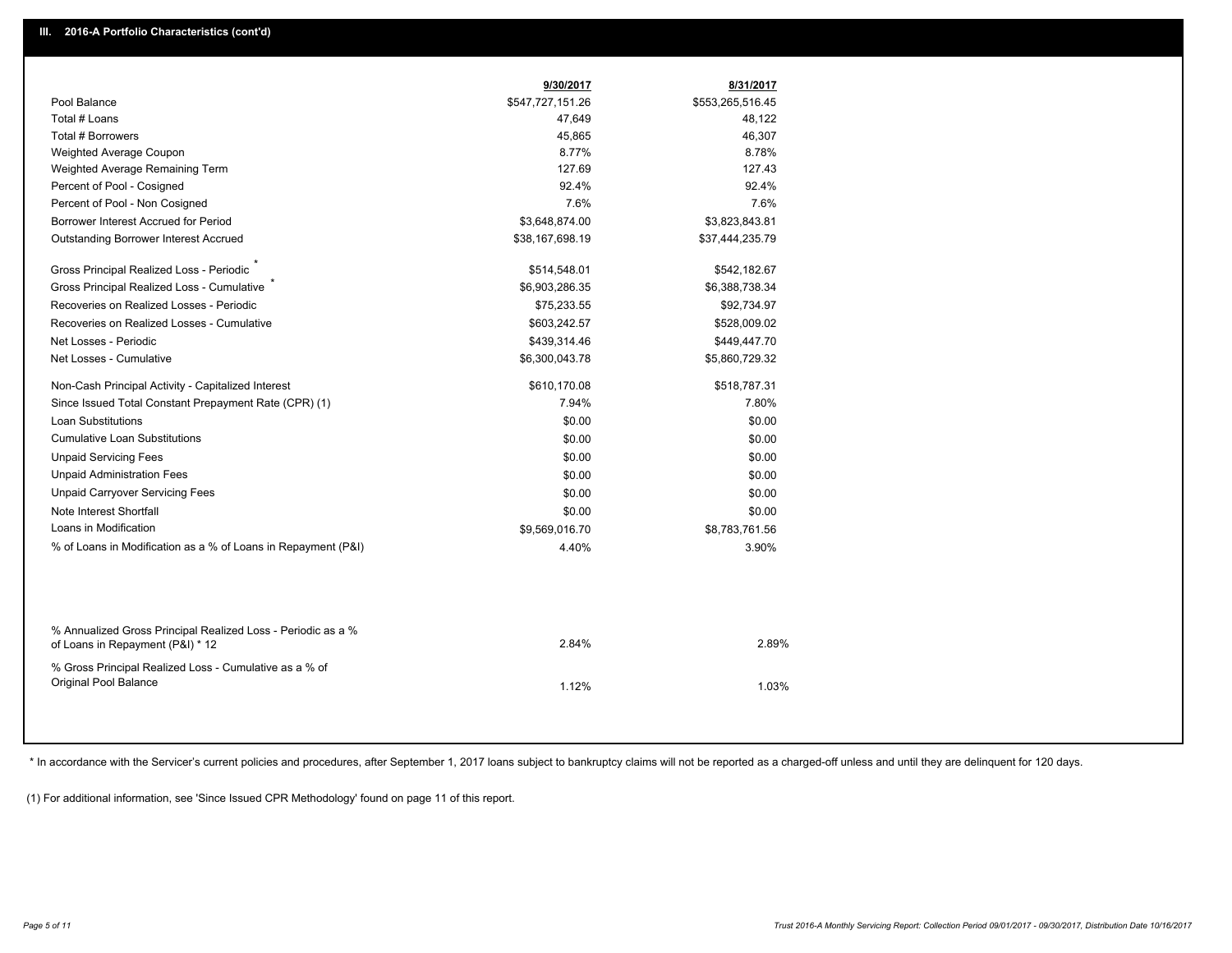### III. 2016-A Portfolio Characteristics (cont'd)

| | 9/30/2017 | 8/31/2017 |
|---|---|---|
| Pool Balance | $547,727,151.26 | $553,265,516.45 |
| Total # Loans | 47,649 | 48,122 |
| Total # Borrowers | 45,865 | 46,307 |
| Weighted Average Coupon | 8.77% | 8.78% |
| Weighted Average Remaining Term | 127.69 | 127.43 |
| Percent of Pool - Cosigned | 92.4% | 92.4% |
| Percent of Pool - Non Cosigned | 7.6% | 7.6% |
| Borrower Interest Accrued for Period | $3,648,874.00 | $3,823,843.81 |
| Outstanding Borrower Interest Accrued | $38,167,698.19 | $37,444,235.79 |
| Gross Principal Realized Loss - Periodic * | $514,548.01 | $542,182.67 |
| Gross Principal Realized Loss - Cumulative * | $6,903,286.35 | $6,388,738.34 |
| Recoveries on Realized Losses - Periodic | $75,233.55 | $92,734.97 |
| Recoveries on Realized Losses - Cumulative | $603,242.57 | $528,009.02 |
| Net Losses - Periodic | $439,314.46 | $449,447.70 |
| Net Losses - Cumulative | $6,300,043.78 | $5,860,729.32 |
| Non-Cash Principal Activity - Capitalized Interest | $610,170.08 | $518,787.31 |
| Since Issued Total Constant Prepayment Rate (CPR) (1) | 7.94% | 7.80% |
| Loan Substitutions | $0.00 | $0.00 |
| Cumulative Loan Substitutions | $0.00 | $0.00 |
| Unpaid Servicing Fees | $0.00 | $0.00 |
| Unpaid Administration Fees | $0.00 | $0.00 |
| Unpaid Carryover Servicing Fees | $0.00 | $0.00 |
| Note Interest Shortfall | $0.00 | $0.00 |
| Loans in Modification | $9,569,016.70 | $8,783,761.56 |
| % of Loans in Modification as a % of Loans in Repayment (P&I) | 4.40% | 3.90% |
| % Annualized Gross Principal Realized Loss - Periodic as a % of Loans in Repayment (P&I) * 12 | 2.84% | 2.89% |
| % Gross Principal Realized Loss - Cumulative as a % of Original Pool Balance | 1.12% | 1.03% |

* In accordance with the Servicer's current policies and procedures, after September 1, 2017 loans subject to bankruptcy claims will not be reported as a charged-off unless and until they are delinquent for 120 days.

(1) For additional information, see 'Since Issued CPR Methodology' found on page 11 of this report.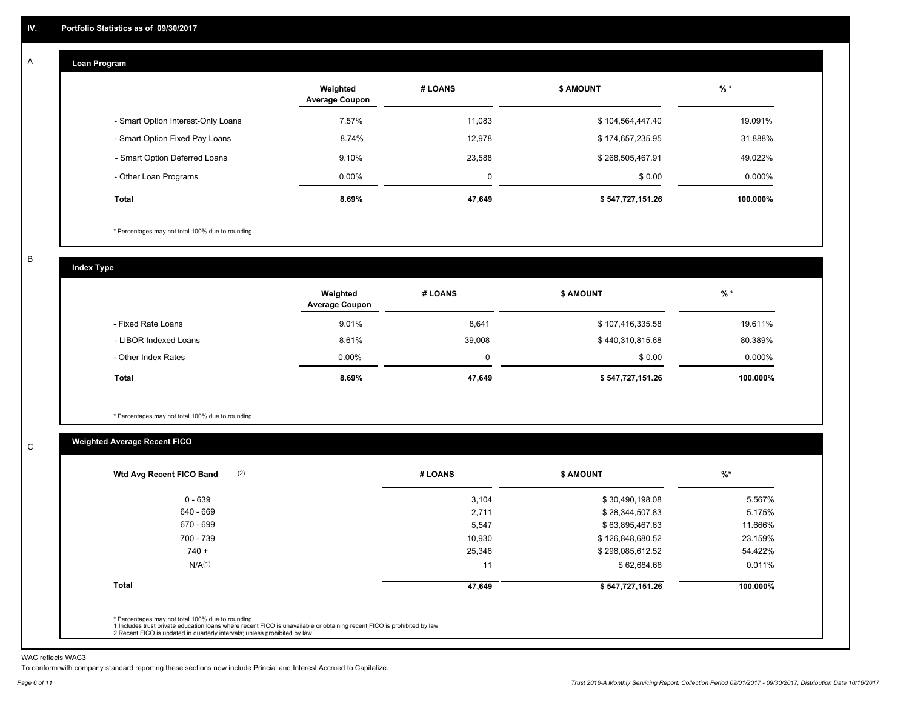## IV. Portfolio Statistics as of 09/30/2017

### A Loan Program

| | Weighted Average Coupon | # LOANS | $ AMOUNT | % * |
|---|---|---|---|---|
| - Smart Option Interest-Only Loans | 7.57% | 11,083 | $ 104,564,447.40 | 19.091% |
| - Smart Option Fixed Pay Loans | 8.74% | 12,978 | $ 174,657,235.95 | 31.888% |
| - Smart Option Deferred Loans | 9.10% | 23,588 | $ 268,505,467.91 | 49.022% |
| - Other Loan Programs | 0.00% | 0 | $ 0.00 | 0.000% |
| **Total** | **8.69%** | **47,649** | **$ 547,727,151.26** | **100.000%** |

* Percentages may not total 100% due to rounding

### B Index Type

| | Weighted Average Coupon | # LOANS | $ AMOUNT | % * |
|---|---|---|---|---|
| - Fixed Rate Loans | 9.01% | 8,641 | $ 107,416,335.58 | 19.611% |
| - LIBOR Indexed Loans | 8.61% | 39,008 | $ 440,310,815.68 | 80.389% |
| - Other Index Rates | 0.00% | 0 | $ 0.00 | 0.000% |
| **Total** | **8.69%** | **47,649** | **$ 547,727,151.26** | **100.000%** |

* Percentages may not total 100% due to rounding

### C Weighted Average Recent FICO

| Wtd Avg Recent FICO Band (2) | # LOANS | $ AMOUNT | %* |
|---|---|---|---|
| 0 - 639 | 3,104 | $ 30,490,198.08 | 5.567% |
| 640 - 669 | 2,711 | $ 28,344,507.83 | 5.175% |
| 670 - 699 | 5,547 | $ 63,895,467.63 | 11.666% |
| 700 - 739 | 10,930 | $ 126,848,680.52 | 23.159% |
| 740 + | 25,346 | $ 298,085,612.52 | 54.422% |
| N/A(1) | 11 | $ 62,684.68 | 0.011% |
| **Total** | **47,649** | **$ 547,727,151.26** | **100.000%** |

* Percentages may not total 100% due to rounding
1 Includes trust private education loans where recent FICO is unavailable or obtaining recent FICO is prohibited by law
2 Recent FICO is updated in quarterly intervals; unless prohibited by law

WAC reflects WAC3

To conform with company standard reporting these sections now include Princial and Interest Accrued to Capitalize.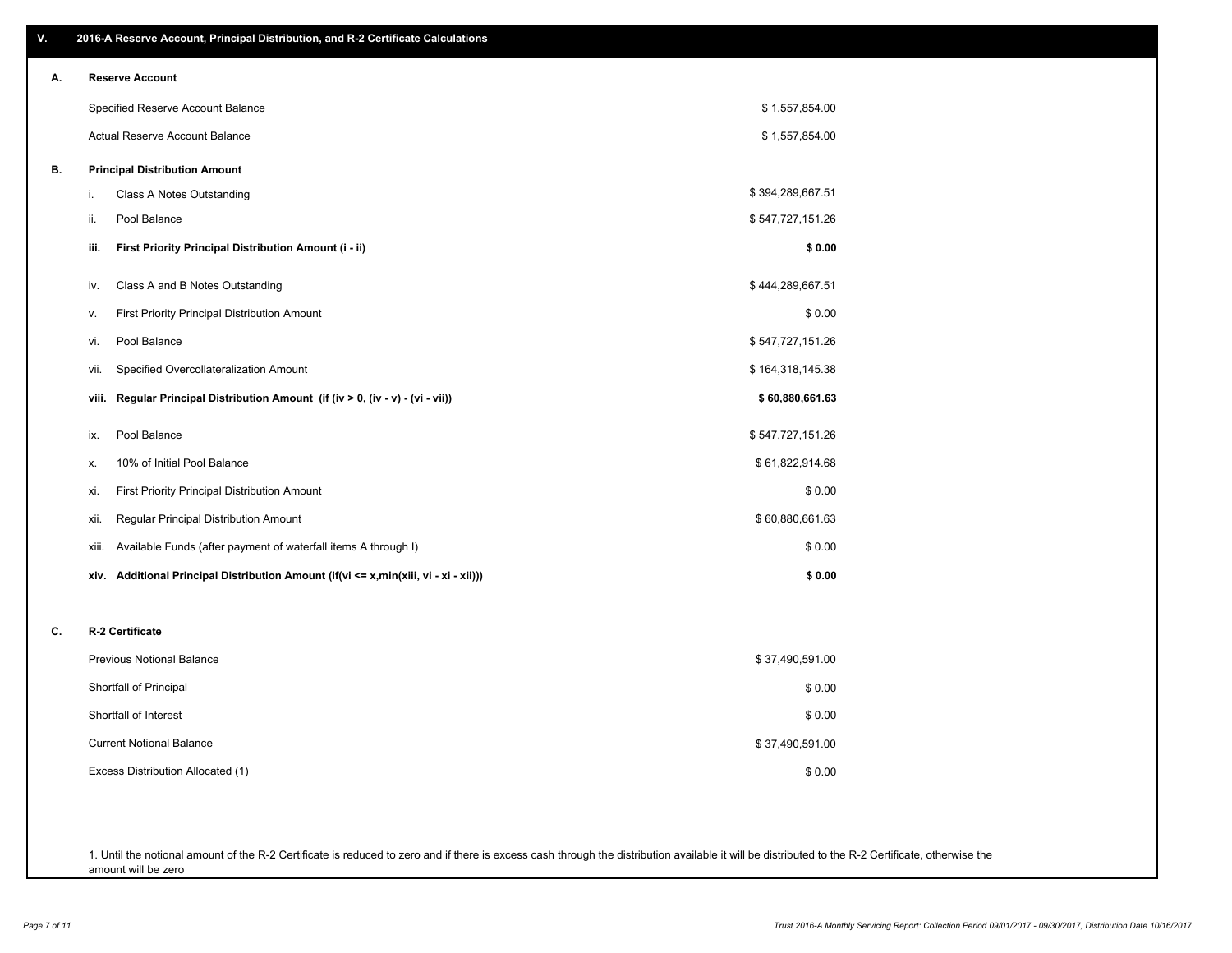## V. 2016-A Reserve Account, Principal Distribution, and R-2 Certificate Calculations

### A. Reserve Account

| | |
|---|---|
| Specified Reserve Account Balance | $ 1,557,854.00 |
| Actual Reserve Account Balance | $ 1,557,854.00 |

### B. Principal Distribution Amount

| | | |
|---|---|---|
| i. | Class A Notes Outstanding | $ 394,289,667.51 |
| ii. | Pool Balance | $ 547,727,151.26 |
| **iii.** | **First Priority Principal Distribution Amount (i - ii)** | **$ 0.00** |
| iv. | Class A and B Notes Outstanding | $ 444,289,667.51 |
| v. | First Priority Principal Distribution Amount | $ 0.00 |
| vi. | Pool Balance | $ 547,727,151.26 |
| vii. | Specified Overcollateralization Amount | $ 164,318,145.38 |
| **viii.** | **Regular Principal Distribution Amount (if (iv > 0, (iv - v) - (vi - vii))** | **$ 60,880,661.63** |
| ix. | Pool Balance | $ 547,727,151.26 |
| x. | 10% of Initial Pool Balance | $ 61,822,914.68 |
| xi. | First Priority Principal Distribution Amount | $ 0.00 |
| xii. | Regular Principal Distribution Amount | $ 60,880,661.63 |
| xiii. | Available Funds (after payment of waterfall items A through I) | $ 0.00 |
| **xiv.** | **Additional Principal Distribution Amount (if(vi <= x,min(xiii, vi - xi - xii)))** | **$ 0.00** |

### C. R-2 Certificate

| | |
|---|---|
| Previous Notional Balance | $ 37,490,591.00 |
| Shortfall of Principal | $ 0.00 |
| Shortfall of Interest | $ 0.00 |
| Current Notional Balance | $ 37,490,591.00 |
| Excess Distribution Allocated (1) | $ 0.00 |

1. Until the notional amount of the R-2 Certificate is reduced to zero and if there is excess cash through the distribution available it will be distributed to the R-2 Certificate, otherwise the amount will be zero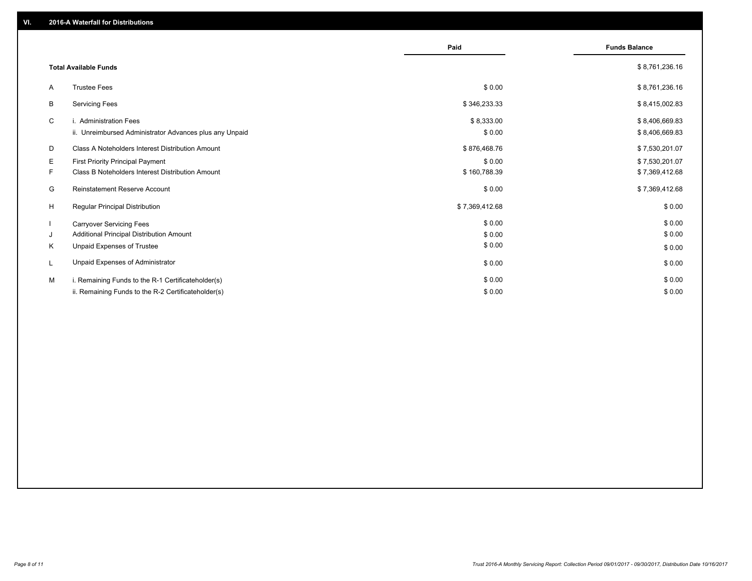## VI. 2016-A Waterfall for Distributions

| | | Paid | Funds Balance |
|---|---|---|---|
| | **Total Available Funds** | | $ 8,761,236.16 |
| A | Trustee Fees | $ 0.00 | $ 8,761,236.16 |
| B | Servicing Fees | $ 346,233.33 | $ 8,415,002.83 |
| C | i. Administration Fees | $ 8,333.00 | $ 8,406,669.83 |
| | ii. Unreimbursed Administrator Advances plus any Unpaid | $ 0.00 | $ 8,406,669.83 |
| D | Class A Noteholders Interest Distribution Amount | $ 876,468.76 | $ 7,530,201.07 |
| E | First Priority Principal Payment | $ 0.00 | $ 7,530,201.07 |
| F | Class B Noteholders Interest Distribution Amount | $ 160,788.39 | $ 7,369,412.68 |
| G | Reinstatement Reserve Account | $ 0.00 | $ 7,369,412.68 |
| H | Regular Principal Distribution | $ 7,369,412.68 | $ 0.00 |
| I | Carryover Servicing Fees | $ 0.00 | $ 0.00 |
| J | Additional Principal Distribution Amount | $ 0.00 | $ 0.00 |
| K | Unpaid Expenses of Trustee | $ 0.00 | $ 0.00 |
| L | Unpaid Expenses of Administrator | $ 0.00 | $ 0.00 |
| M | i. Remaining Funds to the R-1 Certificateholder(s) | $ 0.00 | $ 0.00 |
| | ii. Remaining Funds to the R-2 Certificateholder(s) | $ 0.00 | $ 0.00 |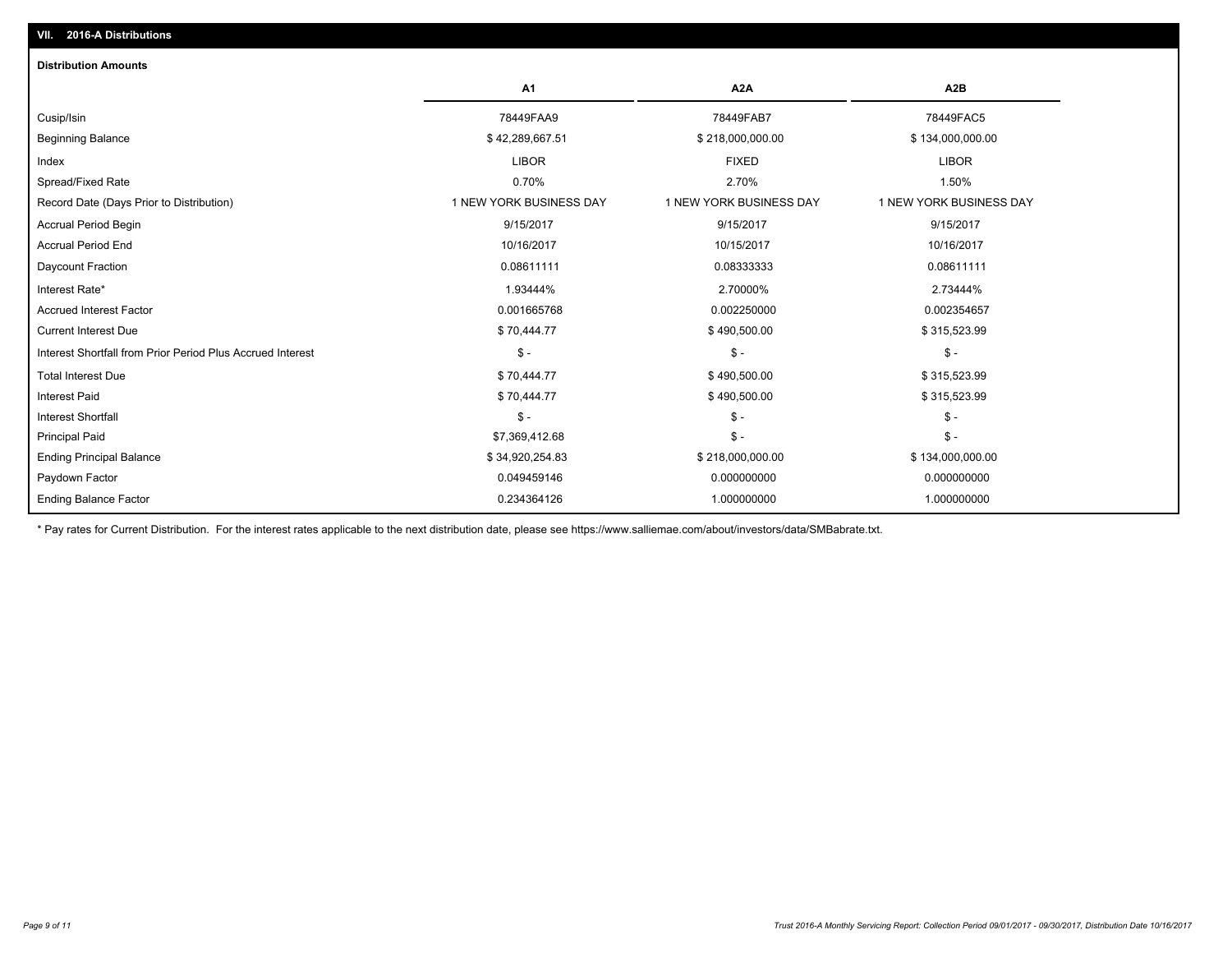## VII. 2016-A Distributions

### Distribution Amounts

| | A1 | A2A | A2B |
|---|---|---|---|
| Cusip/Isin | 78449FAA9 | 78449FAB7 | 78449FAC5 |
| Beginning Balance | $ 42,289,667.51 | $ 218,000,000.00 | $ 134,000,000.00 |
| Index | LIBOR | FIXED | LIBOR |
| Spread/Fixed Rate | 0.70% | 2.70% | 1.50% |
| Record Date (Days Prior to Distribution) | 1 NEW YORK BUSINESS DAY | 1 NEW YORK BUSINESS DAY | 1 NEW YORK BUSINESS DAY |
| Accrual Period Begin | 9/15/2017 | 9/15/2017 | 9/15/2017 |
| Accrual Period End | 10/16/2017 | 10/15/2017 | 10/16/2017 |
| Daycount Fraction | 0.08611111 | 0.08333333 | 0.08611111 |
| Interest Rate* | 1.93444% | 2.70000% | 2.73444% |
| Accrued Interest Factor | 0.001665768 | 0.002250000 | 0.002354657 |
| Current Interest Due | $ 70,444.77 | $ 490,500.00 | $ 315,523.99 |
| Interest Shortfall from Prior Period Plus Accrued Interest | $ - | $ - | $ - |
| Total Interest Due | $ 70,444.77 | $ 490,500.00 | $ 315,523.99 |
| Interest Paid | $ 70,444.77 | $ 490,500.00 | $ 315,523.99 |
| Interest Shortfall | $ - | $ - | $ - |
| Principal Paid | $7,369,412.68 | $ - | $ - |
| Ending Principal Balance | $ 34,920,254.83 | $ 218,000,000.00 | $ 134,000,000.00 |
| Paydown Factor | 0.049459146 | 0.000000000 | 0.000000000 |
| Ending Balance Factor | 0.234364126 | 1.000000000 | 1.000000000 |

* Pay rates for Current Distribution. For the interest rates applicable to the next distribution date, please see https://www.salliemae.com/about/investors/data/SMBabrate.txt.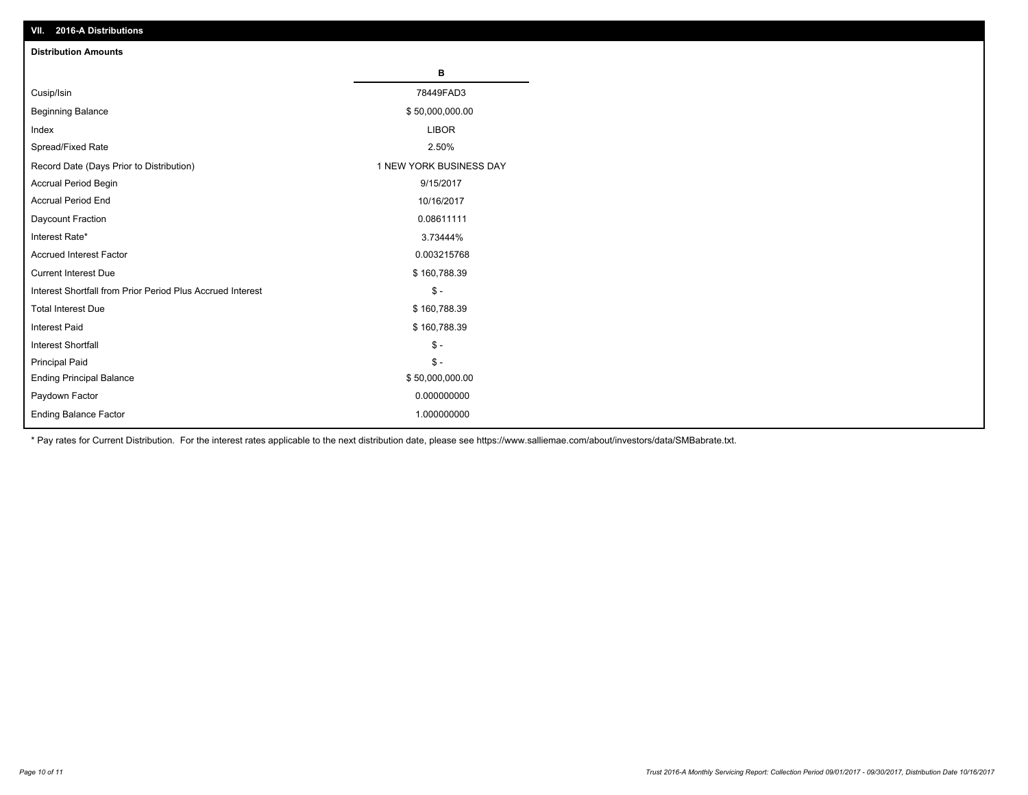## VII. 2016-A Distributions

### Distribution Amounts

| | B |
|---|---|
| Cusip/Isin | 78449FAD3 |
| Beginning Balance | $ 50,000,000.00 |
| Index | LIBOR |
| Spread/Fixed Rate | 2.50% |
| Record Date (Days Prior to Distribution) | 1 NEW YORK BUSINESS DAY |
| Accrual Period Begin | 9/15/2017 |
| Accrual Period End | 10/16/2017 |
| Daycount Fraction | 0.08611111 |
| Interest Rate* | 3.73444% |
| Accrued Interest Factor | 0.003215768 |
| Current Interest Due | $ 160,788.39 |
| Interest Shortfall from Prior Period Plus Accrued Interest | $ - |
| Total Interest Due | $ 160,788.39 |
| Interest Paid | $ 160,788.39 |
| Interest Shortfall | $ - |
| Principal Paid | $ - |
| Ending Principal Balance | $ 50,000,000.00 |
| Paydown Factor | 0.000000000 |
| Ending Balance Factor | 1.000000000 |

* Pay rates for Current Distribution. For the interest rates applicable to the next distribution date, please see https://www.salliemae.com/about/investors/data/SMBabrate.txt.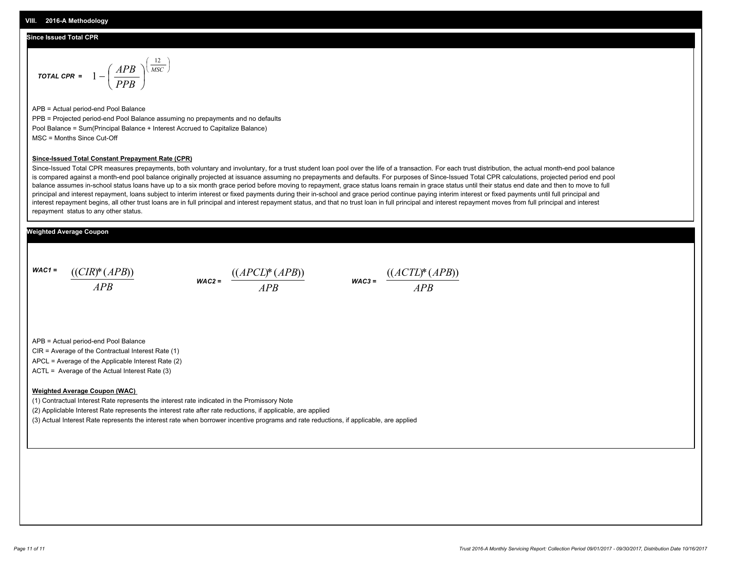## VIII. 2016-A Methodology

### Since Issued Total CPR

$$\textit{TOTAL CPR} = 1 - \left( \frac{APB}{PPB} \right)^{\left( \frac{12}{MSC} \right)}$$

APB = Actual period-end Pool Balance

PPB = Projected period-end Pool Balance assuming no prepayments and no defaults

Pool Balance = Sum(Principal Balance + Interest Accrued to Capitalize Balance)

MSC = Months Since Cut-Off

**Since-Issued Total Constant Prepayment Rate (CPR)**

Since-Issued Total CPR measures prepayments, both voluntary and involuntary, for a trust student loan pool over the life of a transaction. For each trust distribution, the actual month-end pool balance is compared against a month-end pool balance originally projected at issuance assuming no prepayments and defaults. For purposes of Since-Issued Total CPR calculations, projected period end pool balance assumes in-school status loans have up to a six month grace period before moving to repayment, grace status loans remain in grace status until their status end date and then to move to full principal and interest repayment, loans subject to interim interest or fixed payments during their in-school and grace period continue paying interim interest or fixed payments until full principal and interest repayment begins, all other trust loans are in full principal and interest repayment status, and that no trust loan in full principal and interest repayment moves from full principal and interest repayment status to any other status.

### Weighted Average Coupon

$$\textit{WAC1} = \frac{((CIR)*(APB))}{APB} \qquad \textit{WAC2} = \frac{((APCL)*(APB))}{APB} \qquad \textit{WAC3} = \frac{((ACTL)*(APB))}{APB}$$

APB = Actual period-end Pool Balance

CIR = Average of the Contractual Interest Rate (1)

APCL = Average of the Applicable Interest Rate (2)

ACTL = Average of the Actual Interest Rate (3)

**Weighted Average Coupon (WAC)**

(1) Contractual Interest Rate represents the interest rate indicated in the Promissory Note

(2) Appliclable Interest Rate represents the interest rate after rate reductions, if applicable, are applied

(3) Actual Interest Rate represents the interest rate when borrower incentive programs and rate reductions, if applicable, are applied